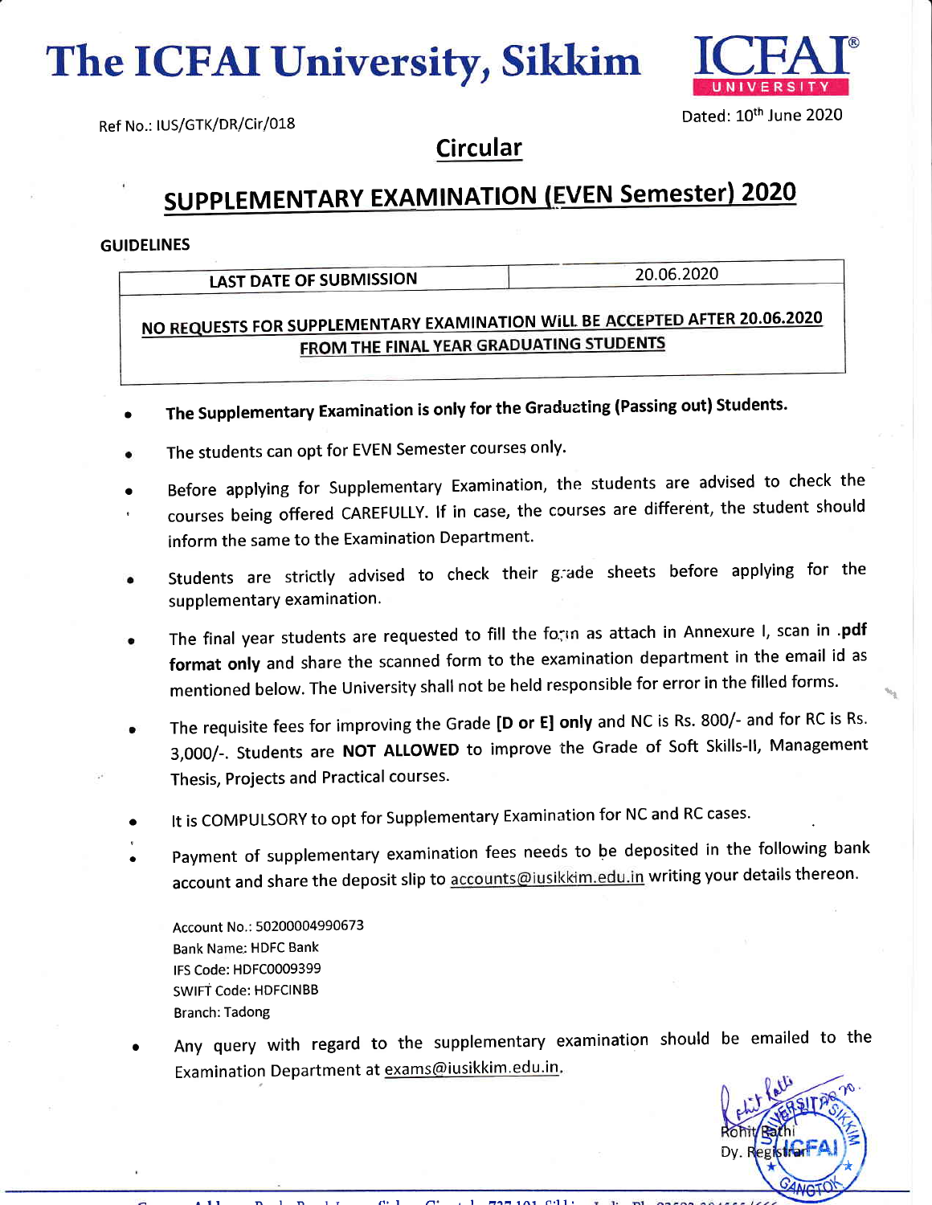# The ICFAI University, Sikkim

ICFAI UNIVERSITY

Ref No.: IUS/GTK/DR/Cir/018

Dated: 10th June 2020

## Circular

## SUPPLEMENTARY EXAMINATION (EVEN Semester) 2020

**GUIDELINES**

| | |
|---|---|
| LAST DATE OF SUBMISSION | 20.06.2020 |
| NO REQUESTS FOR SUPPLEMENTARY EXAMINATION WILL BE ACCEPTED AFTER 20.06.2020 FROM THE FINAL YEAR GRADUATING STUDENTS | |

- **The Supplementary Examination is only for the Graduating (Passing out) Students.**
- The students can opt for EVEN Semester courses only.
- Before applying for Supplementary Examination, the students are advised to check the courses being offered CAREFULLY. If in case, the courses are different, the student should inform the same to the Examination Department.
- Students are strictly advised to check their grade sheets before applying for the supplementary examination.
- The final year students are requested to fill the form as attach in Annexure I, scan in **.pdf format only** and share the scanned form to the examination department in the email id as mentioned below. The University shall not be held responsible for error in the filled forms.
- The requisite fees for improving the Grade **[D or E] only** and NC is Rs. 800/- and for RC is Rs. 3,000/-. Students are **NOT ALLOWED** to improve the Grade of Soft Skills-II, Management Thesis, Projects and Practical courses.
- It is COMPULSORY to opt for Supplementary Examination for NC and RC cases.
- Payment of supplementary examination fees needs to be deposited in the following bank account and share the deposit slip to accounts@iusikkim.edu.in writing your details thereon.

  Account No.: 50200004990673
  Bank Name: HDFC Bank
  IFS Code: HDFC0009399
  SWIFT Code: HDFCINBB
  Branch: Tadong

- Any query with regard to the supplementary examination should be emailed to the Examination Department at exams@iusikkim.edu.in.

Rohit Rathi
Dy. Registrar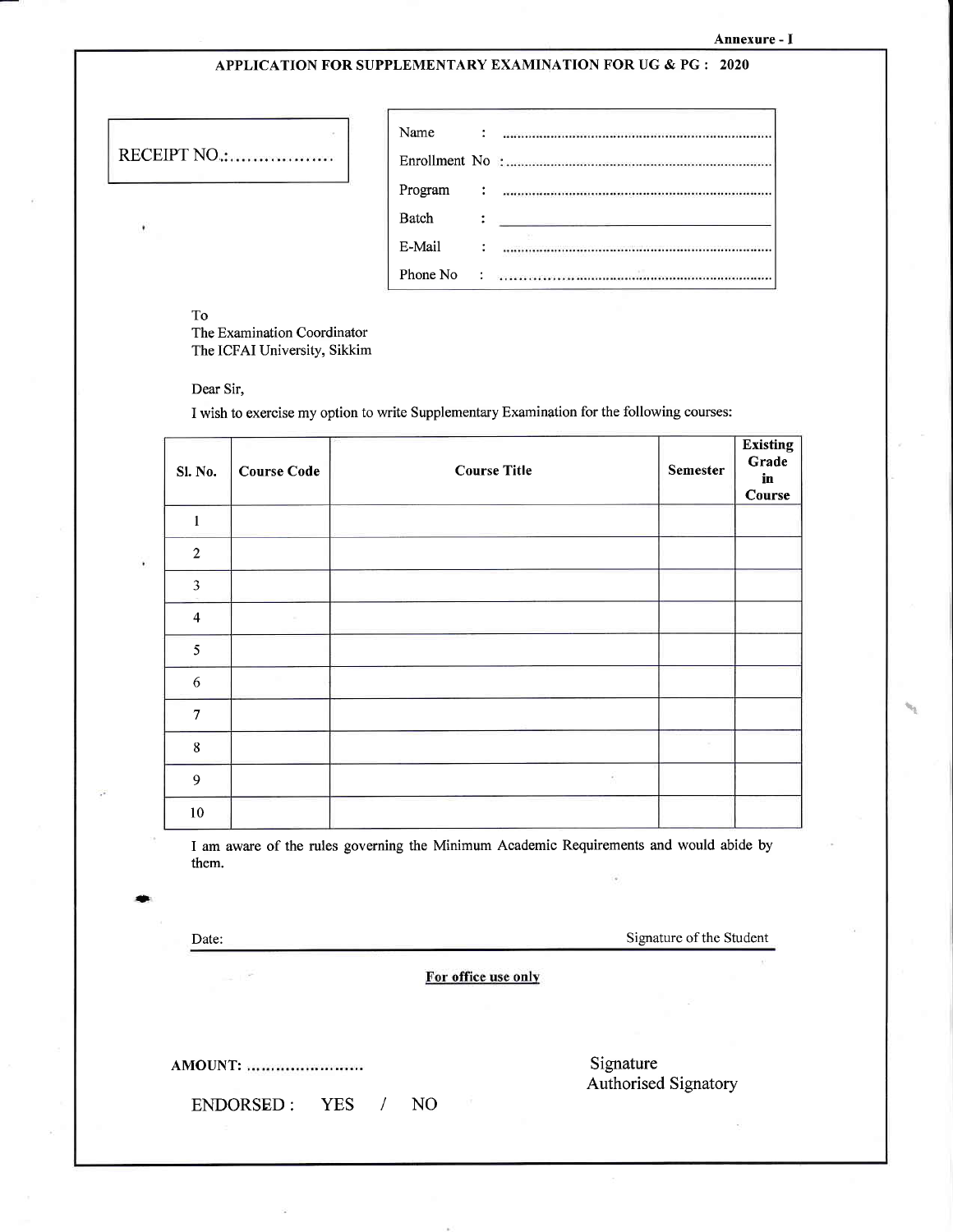Annexure - I

## APPLICATION FOR SUPPLEMENTARY EXAMINATION FOR UG & PG : 2020

RECEIPT NO.:..................

| | | |
|---|---|---|
| Name | : | ........................................................................ |
| Enrollment No | : | ........................................................................ |
| Program | : | ........................................................................ |
| Batch | : | ________________________________ |
| E-Mail | : | ........................................................................ |
| Phone No | : | ........................................................................ |

To
The Examination Coordinator
The ICFAI University, Sikkim

Dear Sir,

I wish to exercise my option to write Supplementary Examination for the following courses:

| Sl. No. | Course Code | Course Title | Semester | Existing Grade in Course |
|---|---|---|---|---|
| 1 | | | | |
| 2 | | | | |
| 3 | | | | |
| 4 | | | | |
| 5 | | | | |
| 6 | | | | |
| 7 | | | | |
| 8 | | | | |
| 9 | | | | |
| 10 | | | | |

I am aware of the rules governing the Minimum Academic Requirements and would abide by them.

Date: Signature of the Student

**For office use only**

**AMOUNT: ......................**

Signature
Authorised Signatory

ENDORSED : YES / NO